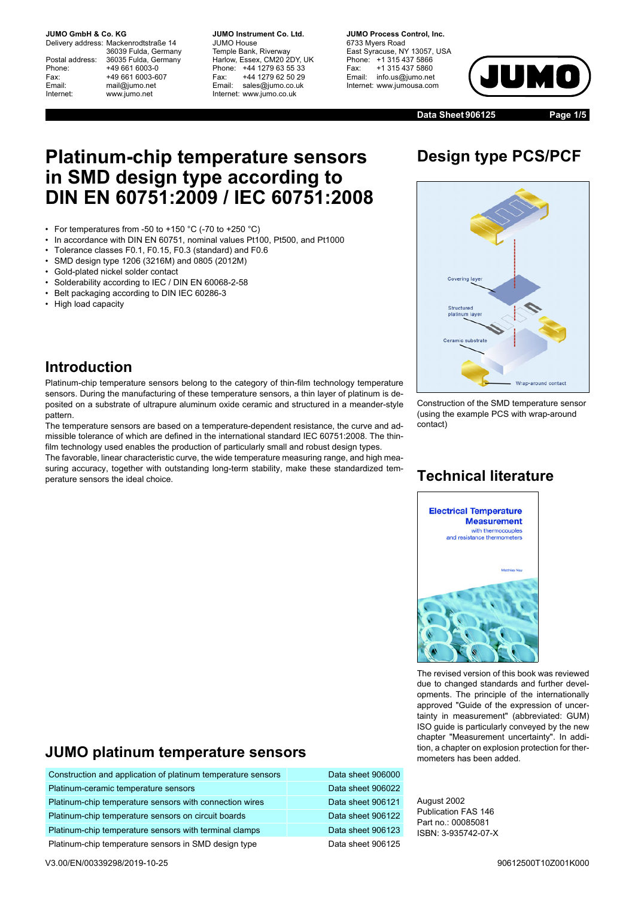**JUMO GmbH & Co. KG**
Delivery address: Mackenrodtstraße 14
36039 Fulda, Germany
Postal address: 36035 Fulda, Germany
Phone: +49 661 6003-0
Fax: +49 661 6003-607
Email: mail@jumo.net
Internet: www.jumo.net

**JUMO Instrument Co. Ltd.**
JUMO House
Temple Bank, Riverway
Harlow, Essex, CM20 2DY, UK
Phone: +44 1279 63 55 33
Fax: +44 1279 62 50 29
Email: sales@jumo.co.uk
Internet: www.jumo.co.uk

**JUMO Process Control, Inc.**
6733 Myers Road
East Syracuse, NY 13057, USA
Phone: +1 315 437 5866
Fax: +1 315 437 5860
Email: info.us@jumo.net
Internet: www.jumousa.com

**Data Sheet 906125**

# Platinum-chip temperature sensors in SMD design type according to DIN EN 60751:2009 / IEC 60751:2008

- For temperatures from -50 to +150 °C (-70 to +250 °C)
- In accordance with DIN EN 60751, nominal values Pt100, Pt500, and Pt1000
- Tolerance classes F0.1, F0.15, F0.3 (standard) and F0.6
- SMD design type 1206 (3216M) and 0805 (2012M)
- Gold-plated nickel solder contact
- Solderability according to IEC / DIN EN 60068-2-58
- Belt packaging according to DIN IEC 60286-3
- High load capacity

## Introduction

Platinum-chip temperature sensors belong to the category of thin-film technology temperature sensors. During the manufacturing of these temperature sensors, a thin layer of platinum is deposited on a substrate of ultrapure aluminum oxide ceramic and structured in a meander-style pattern.

The temperature sensors are based on a temperature-dependent resistance, the curve and admissible tolerance of which are defined in the international standard IEC 60751:2008. The thin-film technology used enables the production of particularly small and robust design types.

The favorable, linear characteristic curve, the wide temperature measuring range, and high measuring accuracy, together with outstanding long-term stability, make these standardized temperature sensors the ideal choice.

## Design type PCS/PCF

Covering layer
Structured platinum layer
Ceramic substrate
Wrap-around contact

Construction of the SMD temperature sensor (using the example PCS with wrap-around contact)

## Technical literature

Electrical Temperature Measurement with thermocouples and resistance thermometers

Matthias Nau

The revised version of this book was reviewed due to changed standards and further developments. The principle of the internationally approved "Guide of the expression of uncertainty in measurement" (abbreviated: GUM) ISO guide is particularly conveyed by the new chapter "Measurement uncertainty". In addition, a chapter on explosion protection for thermometers has been added.

August 2002
Publication FAS 146
Part no.: 00085081
ISBN: 3-935742-07-X

## JUMO platinum temperature sensors

| | |
|---|---|
| Construction and application of platinum temperature sensors | Data sheet 906000 |
| Platinum-ceramic temperature sensors | Data sheet 906022 |
| Platinum-chip temperature sensors with connection wires | Data sheet 906121 |
| Platinum-chip temperature sensors on circuit boards | Data sheet 906122 |
| Platinum-chip temperature sensors with terminal clamps | Data sheet 906123 |
| Platinum-chip temperature sensors in SMD design type | Data sheet 906125 |

V3.00/EN/00339298/2019-10-25

90612500T10Z001K000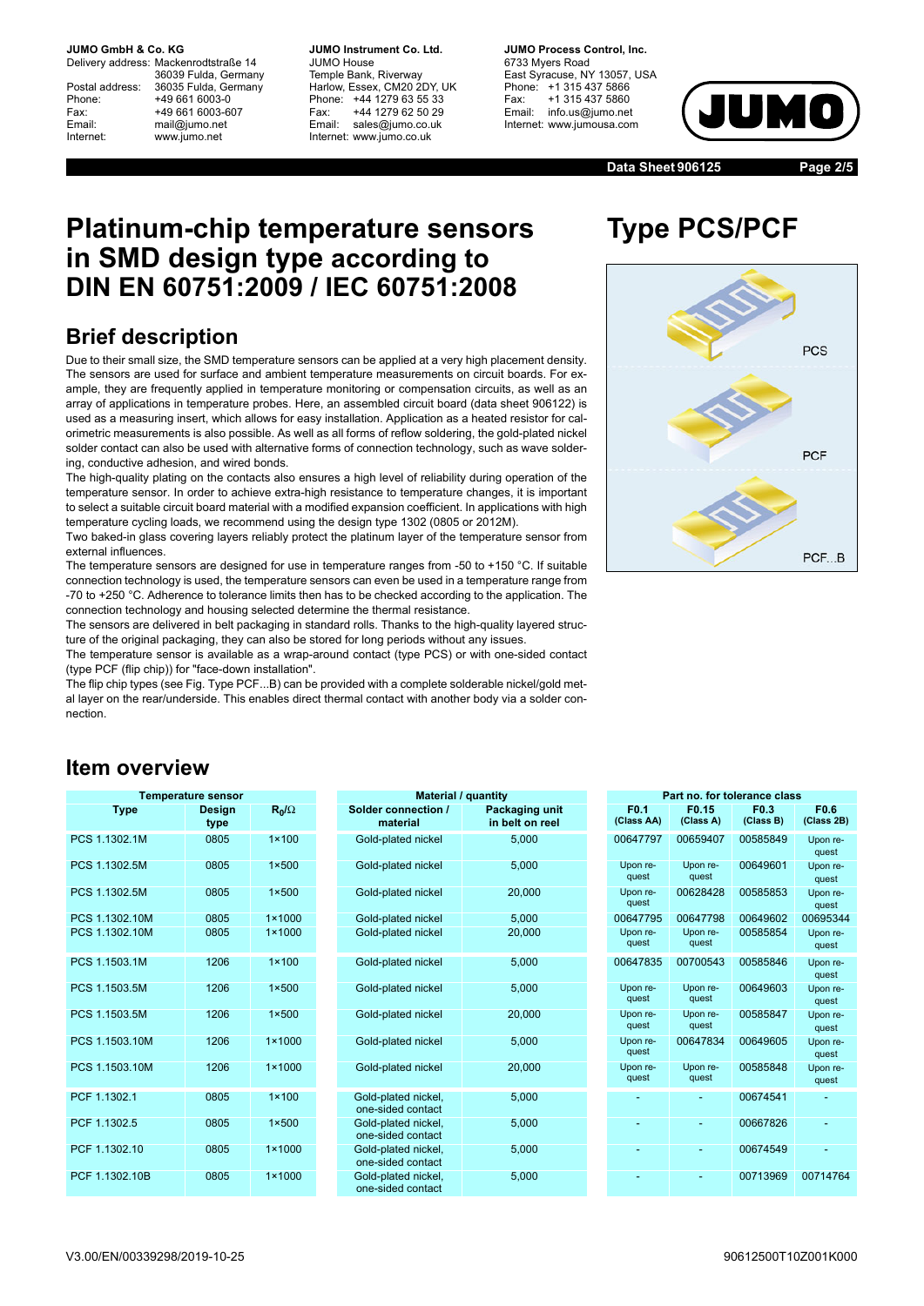# Platinum-chip temperature sensors in SMD design type according to DIN EN 60751:2009 / IEC 60751:2008

# Type PCS/PCF

PCS

PCF

PCF...B

## Brief description

Due to their small size, the SMD temperature sensors can be applied at a very high placement density. The sensors are used for surface and ambient temperature measurements on circuit boards. For example, they are frequently applied in temperature monitoring or compensation circuits, as well as an array of applications in temperature probes. Here, an assembled circuit board (data sheet 906122) is used as a measuring insert, which allows for easy installation. Application as a heated resistor for calorimetric measurements is also possible. As well as all forms of reflow soldering, the gold-plated nickel solder contact can also be used with alternative forms of connection technology, such as wave soldering, conductive adhesion, and wired bonds.

The high-quality plating on the contacts also ensures a high level of reliability during operation of the temperature sensor. In order to achieve extra-high resistance to temperature changes, it is important to select a suitable circuit board material with a modified expansion coefficient. In applications with high temperature cycling loads, we recommend using the design type 1302 (0805 or 2012M).

Two baked-in glass covering layers reliably protect the platinum layer of the temperature sensor from external influences.

The temperature sensors are designed for use in temperature ranges from -50 to +150 °C. If suitable connection technology is used, the temperature sensors can even be used in a temperature range from -70 to +250 °C. Adherence to tolerance limits then has to be checked according to the application. The connection technology and housing selected determine the thermal resistance.

The sensors are delivered in belt packaging in standard rolls. Thanks to the high-quality layered structure of the original packaging, they can also be stored for long periods without any issues.

The temperature sensor is available as a wrap-around contact (type PCS) or with one-sided contact (type PCF (flip chip)) for "face-down installation".

The flip chip types (see Fig. Type PCF...B) can be provided with a complete solderable nickel/gold metal layer on the rear/underside. This enables direct thermal contact with another body via a solder connection.

## Item overview

| Temperature sensor | | | Material / quantity | | Part no. for tolerance class | | | |
|---|---|---|---|---|---|---|---|---|
| Type | Design type | $R_0/\Omega$ | Solder connection / material | Packaging unit in belt on reel | F0.1 (Class AA) | F0.15 (Class A) | F0.3 (Class B) | F0.6 (Class 2B) |
| PCS 1.1302.1M | 0805 | 1×100 | Gold-plated nickel | 5,000 | 00647797 | 00659407 | 00585849 | Upon request |
| PCS 1.1302.5M | 0805 | 1×500 | Gold-plated nickel | 5,000 | Upon request | Upon request | 00649601 | Upon request |
| PCS 1.1302.5M | 0805 | 1×500 | Gold-plated nickel | 20,000 | Upon request | 00628428 | 00585853 | Upon request |
| PCS 1.1302.10M | 0805 | 1×1000 | Gold-plated nickel | 5,000 | 00647795 | 00647798 | 00649602 | 00695344 |
| PCS 1.1302.10M | 0805 | 1×1000 | Gold-plated nickel | 20,000 | Upon request | Upon request | 00585854 | Upon request |
| PCS 1.1503.1M | 1206 | 1×100 | Gold-plated nickel | 5,000 | 00647835 | 00700543 | 00585846 | Upon request |
| PCS 1.1503.5M | 1206 | 1×500 | Gold-plated nickel | 5,000 | Upon request | Upon request | 00649603 | Upon request |
| PCS 1.1503.5M | 1206 | 1×500 | Gold-plated nickel | 20,000 | Upon request | Upon request | 00585847 | Upon request |
| PCS 1.1503.10M | 1206 | 1×1000 | Gold-plated nickel | 5,000 | Upon request | 00647834 | 00649605 | Upon request |
| PCS 1.1503.10M | 1206 | 1×1000 | Gold-plated nickel | 20,000 | Upon request | Upon request | 00585848 | Upon request |
| PCF 1.1302.1 | 0805 | 1×100 | Gold-plated nickel, one-sided contact | 5,000 | - | - | 00674541 | - |
| PCF 1.1302.5 | 0805 | 1×500 | Gold-plated nickel, one-sided contact | 5,000 | - | - | 00667826 | - |
| PCF 1.1302.10 | 0805 | 1×1000 | Gold-plated nickel, one-sided contact | 5,000 | - | - | 00674549 | - |
| PCF 1.1302.10B | 0805 | 1×1000 | Gold-plated nickel, one-sided contact | 5,000 | - | - | 00713969 | 00714764 |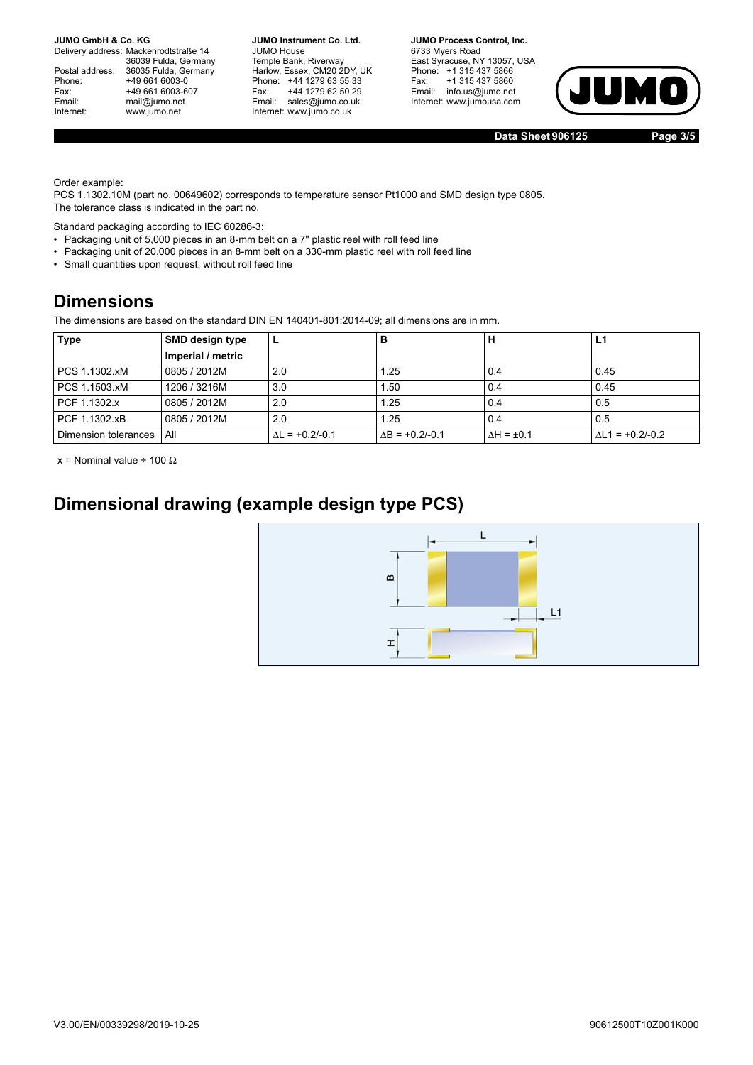Order example:
PCS 1.1302.10M (part no. 00649602) corresponds to temperature sensor Pt1000 and SMD design type 0805.
The tolerance class is indicated in the part no.

Standard packaging according to IEC 60286-3:

- Packaging unit of 5,000 pieces in an 8-mm belt on a 7" plastic reel with roll feed line
- Packaging unit of 20,000 pieces in an 8-mm belt on a 330-mm plastic reel with roll feed line
- Small quantities upon request, without roll feed line

## Dimensions

The dimensions are based on the standard DIN EN 140401-801:2014-09; all dimensions are in mm.

| Type | SMD design type Imperial / metric | L | B | H | L1 |
|---|---|---|---|---|---|
| PCS 1.1302.xM | 0805 / 2012M | 2.0 | 1.25 | 0.4 | 0.45 |
| PCS 1.1503.xM | 1206 / 3216M | 3.0 | 1.50 | 0.4 | 0.45 |
| PCF 1.1302.x | 0805 / 2012M | 2.0 | 1.25 | 0.4 | 0.5 |
| PCF 1.1302.xB | 0805 / 2012M | 2.0 | 1.25 | 0.4 | 0.5 |
| Dimension tolerances | All | $\Delta L = +0.2/-0.1$ | $\Delta B = +0.2/-0.1$ | $\Delta H = \pm 0.1$ | $\Delta L1 = +0.2/-0.2$ |

x = Nominal value ÷ 100 Ω

## Dimensional drawing (example design type PCS)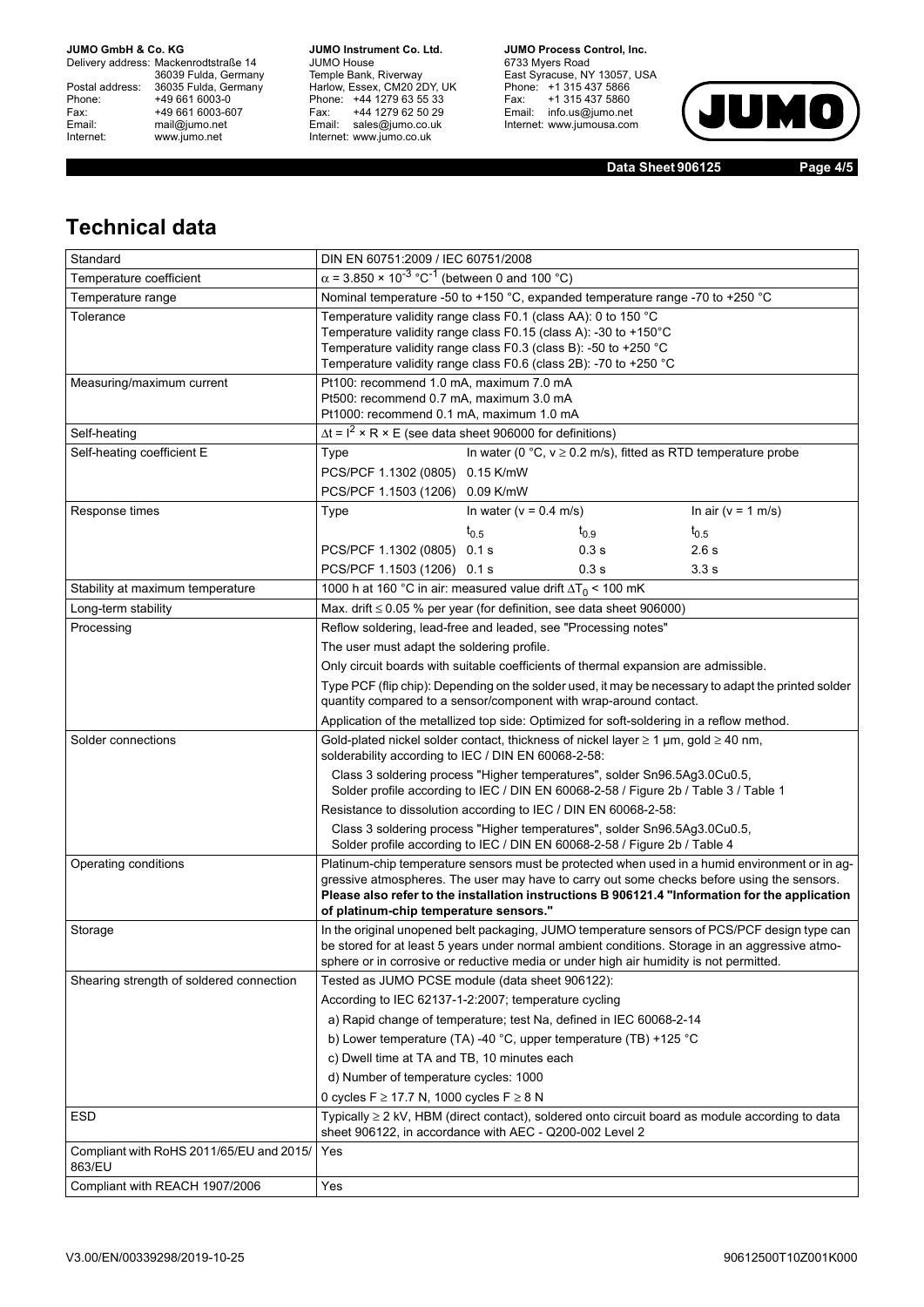# Technical data

| Standard | DIN EN 60751:2009 / IEC 60751/2008 | | | |
|---|---|---|---|---|
| Temperature coefficient | $\alpha$ = 3.850 × $10^{-3}$ °C$^{-1}$ (between 0 and 100 °C) | | | |
| Temperature range | Nominal temperature -50 to +150 °C, expanded temperature range -70 to +250 °C | | | |
| Tolerance | Temperature validity range class F0.1 (class AA): 0 to 150 °C<br>Temperature validity range class F0.15 (class A): -30 to +150°C<br>Temperature validity range class F0.3 (class B): -50 to +250 °C<br>Temperature validity range class F0.6 (class 2B): -70 to +250 °C | | | |
| Measuring/maximum current | Pt100: recommend 1.0 mA, maximum 7.0 mA<br>Pt500: recommend 0.7 mA, maximum 3.0 mA<br>Pt1000: recommend 0.1 mA, maximum 1.0 mA | | | |
| Self-heating | $\Delta t = I^2 \times R \times E$ (see data sheet 906000 for definitions) | | | |
| Self-heating coefficient E | Type | In water (0 °C, v ≥ 0.2 m/s), fitted as RTD temperature probe | | |
| | PCS/PCF 1.1302 (0805) | 0.15 K/mW | | |
| | PCS/PCF 1.1503 (1206) | 0.09 K/mW | | |
| Response times | Type | In water (v = 0.4 m/s) | | In air (v = 1 m/s) |
| | | $t_{0.5}$ | $t_{0.9}$ | $t_{0.5}$ |
| | PCS/PCF 1.1302 (0805) | 0.1 s | 0.3 s | 2.6 s |
| | PCS/PCF 1.1503 (1206) | 0.1 s | 0.3 s | 3.3 s |
| Stability at maximum temperature | 1000 h at 160 °C in air: measured value drift $\Delta T_0$ < 100 mK | | | |
| Long-term stability | Max. drift ≤ 0.05 % per year (for definition, see data sheet 906000) | | | |
| Processing | Reflow soldering, lead-free and leaded, see "Processing notes" | | | |
| | The user must adapt the soldering profile. | | | |
| | Only circuit boards with suitable coefficients of thermal expansion are admissible. | | | |
| | Type PCF (flip chip): Depending on the solder used, it may be necessary to adapt the printed solder quantity compared to a sensor/component with wrap-around contact. | | | |
| | Application of the metallized top side: Optimized for soft-soldering in a reflow method. | | | |
| Solder connections | Gold-plated nickel solder contact, thickness of nickel layer ≥ 1 µm, gold ≥ 40 nm, solderability according to IEC / DIN EN 60068-2-58: | | | |
| | Class 3 soldering process "Higher temperatures", solder Sn96.5Ag3.0Cu0.5, Solder profile according to IEC / DIN EN 60068-2-58 / Figure 2b / Table 3 / Table 1 | | | |
| | Resistance to dissolution according to IEC / DIN EN 60068-2-58: | | | |
| | Class 3 soldering process "Higher temperatures", solder Sn96.5Ag3.0Cu0.5, Solder profile according to IEC / DIN EN 60068-2-58 / Figure 2b / Table 4 | | | |
| Operating conditions | Platinum-chip temperature sensors must be protected when used in a humid environment or in aggressive atmospheres. The user may have to carry out some checks before using the sensors. **Please also refer to the installation instructions B 906121.4 "Information for the application of platinum-chip temperature sensors."** | | | |
| Storage | In the original unopened belt packaging, JUMO temperature sensors of PCS/PCF design type can be stored for at least 5 years under normal ambient conditions. Storage in an aggressive atmosphere or in corrosive or reductive media or under high air humidity is not permitted. | | | |
| Shearing strength of soldered connection | Tested as JUMO PCSE module (data sheet 906122): | | | |
| | According to IEC 62137-1-2:2007; temperature cycling | | | |
| | a) Rapid change of temperature; test Na, defined in IEC 60068-2-14 | | | |
| | b) Lower temperature (TA) -40 °C, upper temperature (TB) +125 °C | | | |
| | c) Dwell time at TA and TB, 10 minutes each | | | |
| | d) Number of temperature cycles: 1000 | | | |
| | 0 cycles F ≥ 17.7 N, 1000 cycles F ≥ 8 N | | | |
| ESD | Typically ≥ 2 kV, HBM (direct contact), soldered onto circuit board as module according to data sheet 906122, in accordance with AEC - Q200-002 Level 2 | | | |
| Compliant with RoHS 2011/65/EU and 2015/863/EU | Yes | | | |
| Compliant with REACH 1907/2006 | Yes | | | |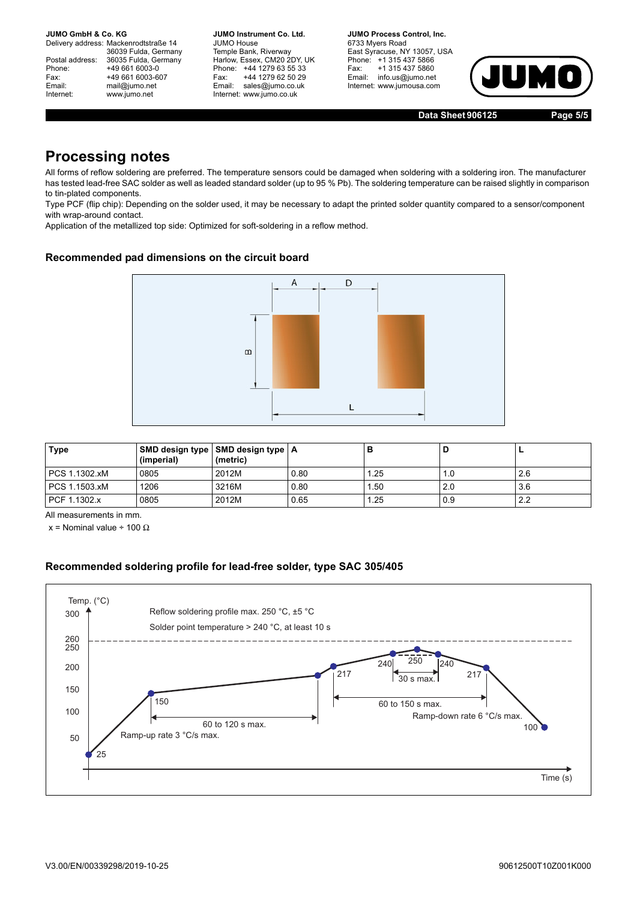# Processing notes

All forms of reflow soldering are preferred. The temperature sensors could be damaged when soldering with a soldering iron. The manufacturer has tested lead-free SAC solder as well as leaded standard solder (up to 95 % Pb). The soldering temperature can be raised slightly in comparison to tin-plated components.

Type PCF (flip chip): Depending on the solder used, it may be necessary to adapt the printed solder quantity compared to a sensor/component with wrap-around contact.

Application of the metallized top side: Optimized for soft-soldering in a reflow method.

### Recommended pad dimensions on the circuit board

A
D
B
L

| Type | SMD design type (imperial) | SMD design type (metric) | A | B | D | L |
|---|---|---|---|---|---|---|
| PCS 1.1302.xM | 0805 | 2012M | 0.80 | 1.25 | 1.0 | 2.6 |
| PCS 1.1503.xM | 1206 | 3216M | 0.80 | 1.50 | 2.0 | 3.6 |
| PCF 1.1302.x | 0805 | 2012M | 0.65 | 1.25 | 0.9 | 2.2 |

All measurements in mm.

x = Nominal value ÷ 100 Ω

### Recommended soldering profile for lead-free solder, type SAC 305/405

Temp. (°C)

300

260

250

200

150

100

50

Reflow soldering profile max. 250 °C, ±5 °C

Solder point temperature > 240 °C, at least 10 s

25

150

60 to 120 s max.

Ramp-up rate 3 °C/s max.

217

240

250

240

30 s max.

217

60 to 150 s max.

Ramp-down rate 6 °C/s max.

100

Time (s)

V3.00/EN/00339298/2019-10-25

90612500T10Z001K000